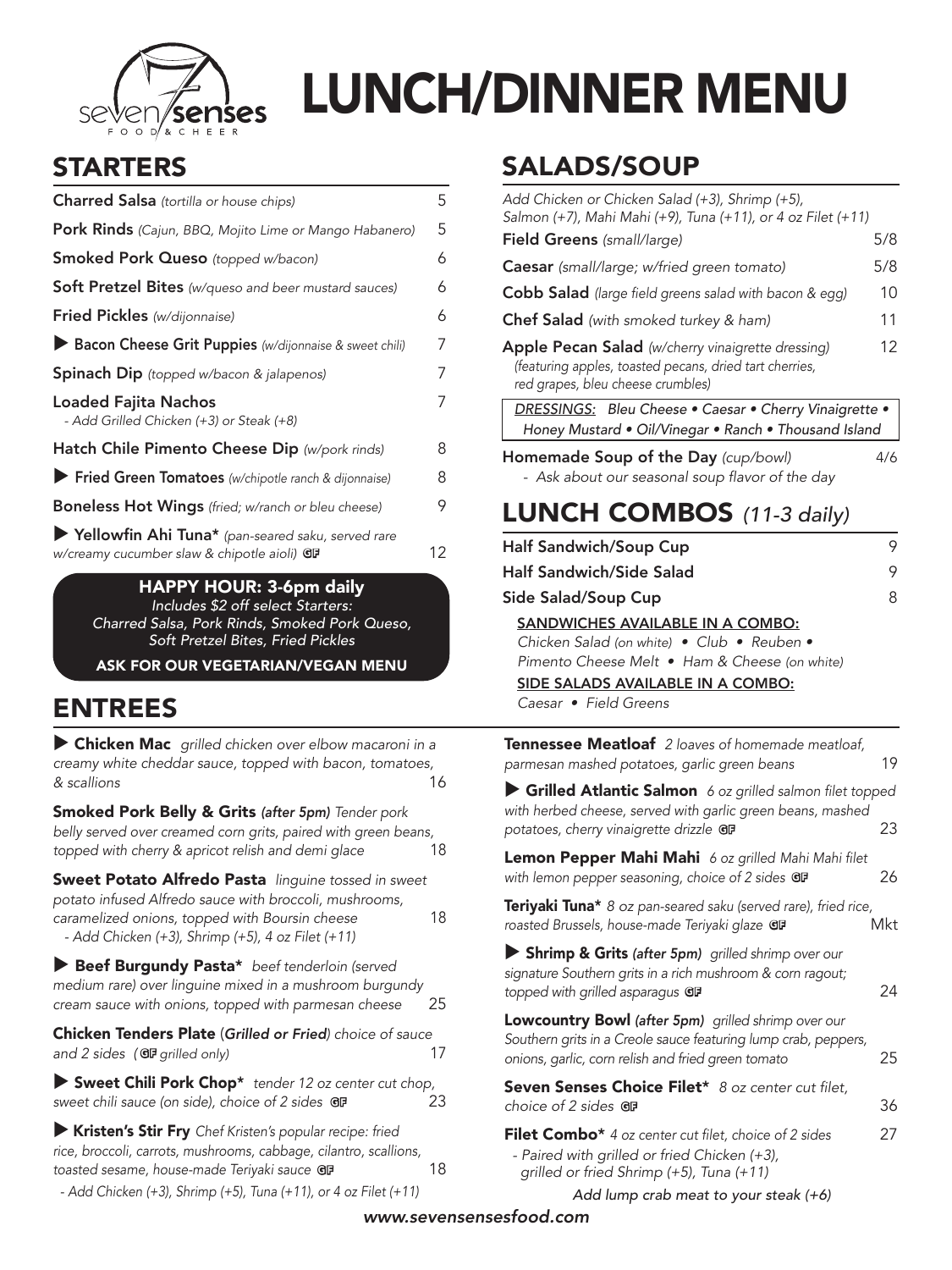# LUNCH/DINNER MENU

seven senses FOOD & CHEER

## STARTERS

| Item | Price |
|---|---|
| **Charred Salsa** *(tortilla or house chips)* | 5 |
| **Pork Rinds** *(Cajun, BBQ, Mojito Lime or Mango Habanero)* | 5 |
| **Smoked Pork Queso** *(topped w/bacon)* | 6 |
| **Soft Pretzel Bites** *(w/queso and beer mustard sauces)* | 6 |
| **Fried Pickles** *(w/dijonnaise)* | 6 |
| ▶ **Bacon Cheese Grit Puppies** *(w/dijonnaise & sweet chili)* | 7 |
| **Spinach Dip** *(topped w/bacon & jalapenos)* | 7 |
| **Loaded Fajita Nachos** - Add Grilled Chicken (+3) or Steak (+8) | 7 |
| **Hatch Chile Pimento Cheese Dip** *(w/pork rinds)* | 8 |
| ▶ **Fried Green Tomatoes** *(w/chipotle ranch & dijonnaise)* | 8 |
| **Boneless Hot Wings** *(fried; w/ranch or bleu cheese)* | 9 |
| ▶ **Yellowfin Ahi Tuna*** *(pan-seared saku, served rare w/creamy cucumber slaw & chipotle aioli)* GF | 12 |

**HAPPY HOUR: 3-6pm daily**
*Includes $2 off select Starters: Charred Salsa, Pork Rinds, Smoked Pork Queso, Soft Pretzel Bites, Fried Pickles*

**ASK FOR OUR VEGETARIAN/VEGAN MENU**

## SALADS/SOUP

*Add Chicken or Chicken Salad (+3), Shrimp (+5), Salmon (+7), Mahi Mahi (+9), Tuna (+11), or 4 oz Filet (+11)*

| Item | Price |
|---|---|
| **Field Greens** *(small/large)* | 5/8 |
| **Caesar** *(small/large; w/fried green tomato)* | 5/8 |
| **Cobb Salad** *(large field greens salad with bacon & egg)* | 10 |
| **Chef Salad** *(with smoked turkey & ham)* | 11 |
| **Apple Pecan Salad** *(w/cherry vinaigrette dressing) (featuring apples, toasted pecans, dried tart cherries, red grapes, bleu cheese crumbles)* | 12 |

*DRESSINGS: Bleu Cheese • Caesar • Cherry Vinaigrette • Honey Mustard • Oil/Vinegar • Ranch • Thousand Island*

| Item | Price |
|---|---|
| **Homemade Soup of the Day** *(cup/bowl)* - Ask about our seasonal soup flavor of the day | 4/6 |

## LUNCH COMBOS *(11-3 daily)*

| Item | Price |
|---|---|
| **Half Sandwich/Soup Cup** | 9 |
| **Half Sandwich/Side Salad** | 9 |
| **Side Salad/Soup Cup** | 8 |

**SANDWICHES AVAILABLE IN A COMBO:**
*Chicken Salad (on white) • Club • Reuben • Pimento Cheese Melt • Ham & Cheese (on white)*

**SIDE SALADS AVAILABLE IN A COMBO:**
*Caesar • Field Greens*

## ENTREES

| Item | Price |
|---|---|
| ▶ **Chicken Mac** *grilled chicken over elbow macaroni in a creamy white cheddar sauce, topped with bacon, tomatoes, & scallions* | 16 |
| **Smoked Pork Belly & Grits** *(after 5pm) Tender pork belly served over creamed corn grits, paired with green beans, topped with cherry & apricot relish and demi glace* | 18 |
| **Sweet Potato Alfredo Pasta** *linguine tossed in sweet potato infused Alfredo sauce with broccoli, mushrooms, caramelized onions, topped with Boursin cheese* - Add Chicken (+3), Shrimp (+5), 4 oz Filet (+11) | 18 |
| ▶ **Beef Burgundy Pasta*** *beef tenderloin (served medium rare) over linguine mixed in a mushroom burgundy cream sauce with onions, topped with parmesan cheese* | 25 |
| **Chicken Tenders Plate** (*Grilled or Fried*) *choice of sauce and 2 sides (GF grilled only)* | 17 |
| ▶ **Sweet Chili Pork Chop*** *tender 12 oz center cut chop, sweet chili sauce (on side), choice of 2 sides* GF | 23 |
| ▶ **Kristen's Stir Fry** *Chef Kristen's popular recipe: fried rice, broccoli, carrots, mushrooms, cabbage, cilantro, scallions, toasted sesame, house-made Teriyaki sauce* GF - Add Chicken (+3), Shrimp (+5), Tuna (+11), or 4 oz Filet (+11) | 18 |
| **Tennessee Meatloaf** *2 loaves of homemade meatloaf, parmesan mashed potatoes, garlic green beans* | 19 |
| ▶ **Grilled Atlantic Salmon** *6 oz grilled salmon filet topped with herbed cheese, served with garlic green beans, mashed potatoes, cherry vinaigrette drizzle* GF | 23 |
| **Lemon Pepper Mahi Mahi** *6 oz grilled Mahi Mahi filet with lemon pepper seasoning, choice of 2 sides* GF | 26 |
| **Teriyaki Tuna*** *8 oz pan-seared saku (served rare), fried rice, roasted Brussels, house-made Teriyaki glaze* GF | Mkt |
| ▶ **Shrimp & Grits** *(after 5pm) grilled shrimp over our signature Southern grits in a rich mushroom & corn ragout; topped with grilled asparagus* GF | 24 |
| **Lowcountry Bowl** *(after 5pm) grilled shrimp over our Southern grits in a Creole sauce featuring lump crab, peppers, onions, garlic, corn relish and fried green tomato* | 25 |
| **Seven Senses Choice Filet*** *8 oz center cut filet, choice of 2 sides* GF | 36 |
| **Filet Combo*** *4 oz center cut filet, choice of 2 sides* - Paired with grilled or fried Chicken (+3), grilled or fried Shrimp (+5), Tuna (+11) | 27 |

*Add lump crab meat to your steak (+6)*

*www.sevensensesfood.com*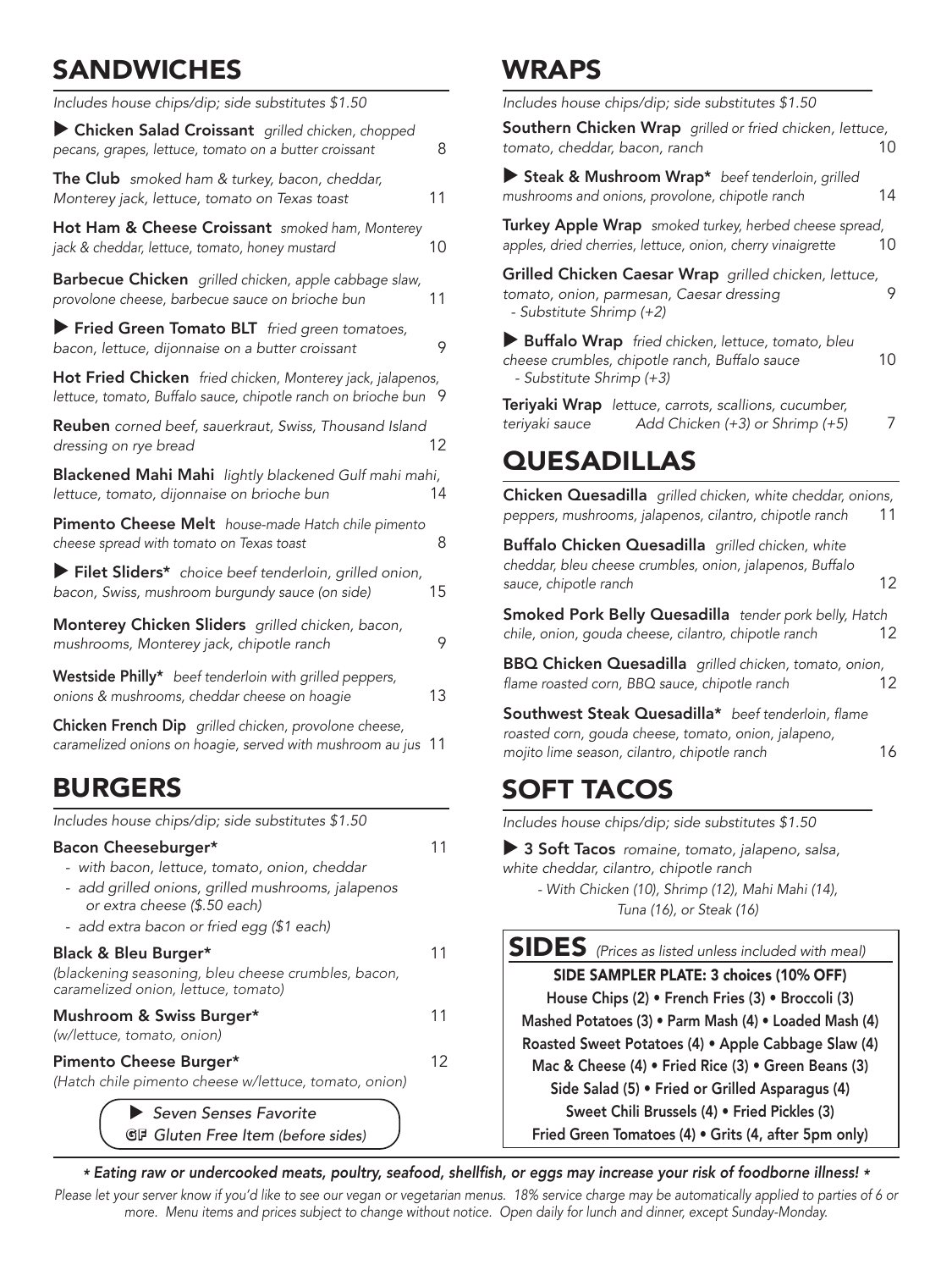## SANDWICHES

*Includes house chips/dip; side substitutes $1.50*

▶ **Chicken Salad Croissant** *grilled chicken, chopped pecans, grapes, lettuce, tomato on a butter croissant* 8

**The Club** *smoked ham & turkey, bacon, cheddar, Monterey jack, lettuce, tomato on Texas toast* 11

**Hot Ham & Cheese Croissant** *smoked ham, Monterey jack & cheddar, lettuce, tomato, honey mustard* 10

**Barbecue Chicken** *grilled chicken, apple cabbage slaw, provolone cheese, barbecue sauce on brioche bun* 11

▶ **Fried Green Tomato BLT** *fried green tomatoes, bacon, lettuce, dijonnaise on a butter croissant* 9

**Hot Fried Chicken** *fried chicken, Monterey jack, jalapenos, lettuce, tomato, Buffalo sauce, chipotle ranch on brioche bun* 9

**Reuben** *corned beef, sauerkraut, Swiss, Thousand Island dressing on rye bread* 12

**Blackened Mahi Mahi** *lightly blackened Gulf mahi mahi, lettuce, tomato, dijonnaise on brioche bun* 14

**Pimento Cheese Melt** *house-made Hatch chile pimento cheese spread with tomato on Texas toast* 8

▶ **Filet Sliders*** *choice beef tenderloin, grilled onion, bacon, Swiss, mushroom burgundy sauce (on side)* 15

**Monterey Chicken Sliders** *grilled chicken, bacon, mushrooms, Monterey jack, chipotle ranch* 9

**Westside Philly*** *beef tenderloin with grilled peppers, onions & mushrooms, cheddar cheese on hoagie* 13

**Chicken French Dip** *grilled chicken, provolone cheese, caramelized onions on hoagie, served with mushroom au jus* 11

## BURGERS

*Includes house chips/dip; side substitutes $1.50*

**Bacon Cheeseburger*** 11
- *with bacon, lettuce, tomato, onion, cheddar*
- *add grilled onions, grilled mushrooms, jalapenos or extra cheese ($.50 each)*
- *add extra bacon or fried egg ($1 each)*

**Black & Bleu Burger*** 11
*(blackening seasoning, bleu cheese crumbles, bacon, caramelized onion, lettuce, tomato)*

**Mushroom & Swiss Burger*** 11
*(w/lettuce, tomato, onion)*

**Pimento Cheese Burger*** 12
*(Hatch chile pimento cheese w/lettuce, tomato, onion)*

▶ *Seven Senses Favorite*
GF *Gluten Free Item (before sides)*

## WRAPS

*Includes house chips/dip; side substitutes $1.50*

**Southern Chicken Wrap** *grilled or fried chicken, lettuce, tomato, cheddar, bacon, ranch* 10

▶ **Steak & Mushroom Wrap*** *beef tenderloin, grilled mushrooms and onions, provolone, chipotle ranch* 14

**Turkey Apple Wrap** *smoked turkey, herbed cheese spread, apples, dried cherries, lettuce, onion, cherry vinaigrette* 10

**Grilled Chicken Caesar Wrap** *grilled chicken, lettuce, tomato, onion, parmesan, Caesar dressing* 9
- *Substitute Shrimp (+2)*

▶ **Buffalo Wrap** *fried chicken, lettuce, tomato, bleu cheese crumbles, chipotle ranch, Buffalo sauce* 10
- *Substitute Shrimp (+3)*

**Teriyaki Wrap** *lettuce, carrots, scallions, cucumber, teriyaki sauce* *Add Chicken (+3) or Shrimp (+5)* 7

## QUESADILLAS

**Chicken Quesadilla** *grilled chicken, white cheddar, onions, peppers, mushrooms, jalapenos, cilantro, chipotle ranch* 11

**Buffalo Chicken Quesadilla** *grilled chicken, white cheddar, bleu cheese crumbles, onion, jalapenos, Buffalo sauce, chipotle ranch* 12

**Smoked Pork Belly Quesadilla** *tender pork belly, Hatch chile, onion, gouda cheese, cilantro, chipotle ranch* 12

**BBQ Chicken Quesadilla** *grilled chicken, tomato, onion, flame roasted corn, BBQ sauce, chipotle ranch* 12

**Southwest Steak Quesadilla*** *beef tenderloin, flame roasted corn, gouda cheese, tomato, onion, jalapeno, mojito lime season, cilantro, chipotle ranch* 16

## SOFT TACOS

*Includes house chips/dip; side substitutes $1.50*

▶ **3 Soft Tacos** *romaine, tomato, jalapeno, salsa, white cheddar, cilantro, chipotle ranch*
- *With Chicken (10), Shrimp (12), Mahi Mahi (14), Tuna (16), or Steak (16)*

## SIDES *(Prices as listed unless included with meal)*

**SIDE SAMPLER PLATE: 3 choices (10% OFF)**

House Chips (2) • French Fries (3) • Broccoli (3)
Mashed Potatoes (3) • Parm Mash (4) • Loaded Mash (4)
Roasted Sweet Potatoes (4) • Apple Cabbage Slaw (4)
Mac & Cheese (4) • Fried Rice (3) • Green Beans (3)
Side Salad (5) • Fried or Grilled Asparagus (4)
Sweet Chili Brussels (4) • Fried Pickles (3)
Fried Green Tomatoes (4) • Grits (4, after 5pm only)

*\* Eating raw or undercooked meats, poultry, seafood, shellfish, or eggs may increase your risk of foodborne illness! \**

*Please let your server know if you'd like to see our vegan or vegetarian menus. 18% service charge may be automatically applied to parties of 6 or more. Menu items and prices subject to change without notice. Open daily for lunch and dinner, except Sunday-Monday.*